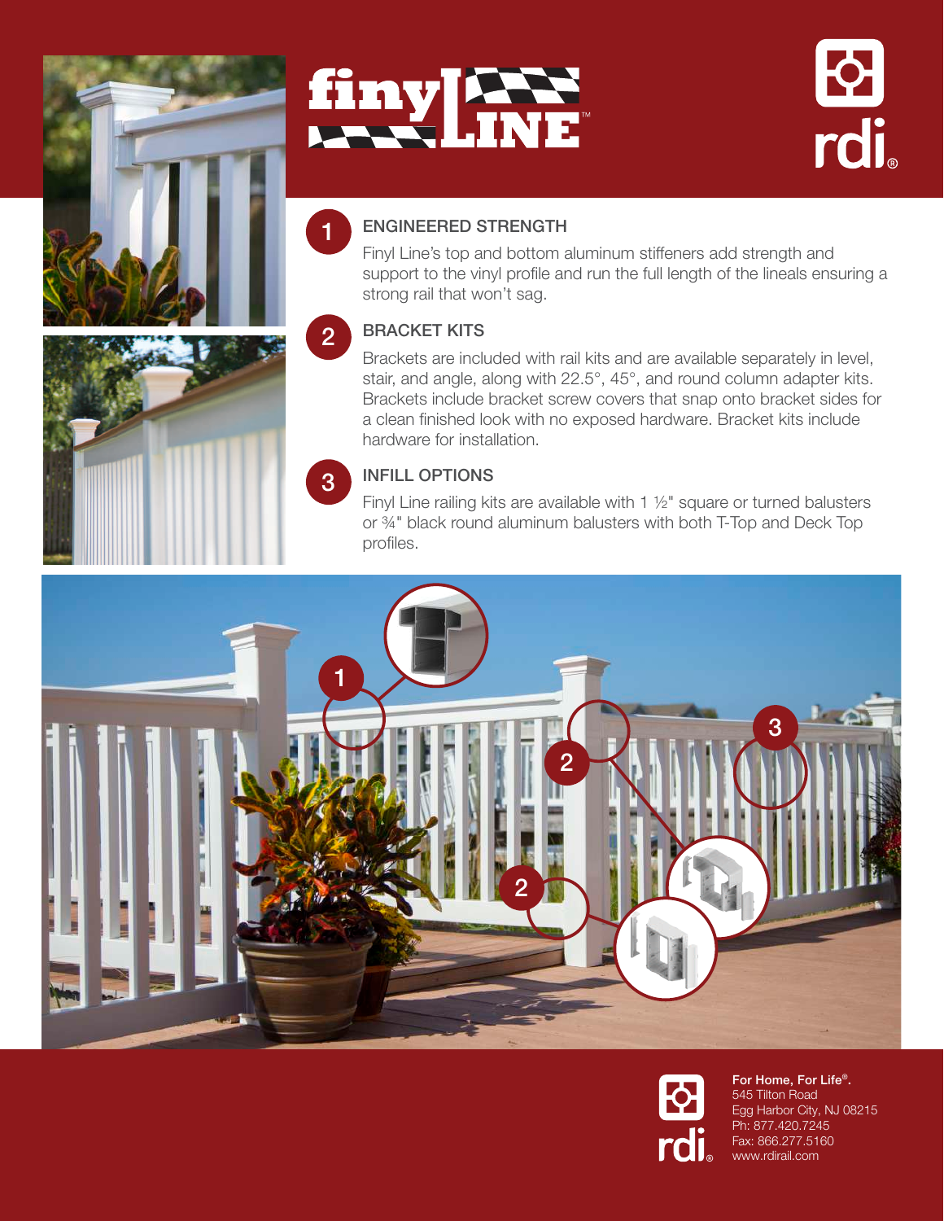# finyl LINE™

rdi®

## 1 ENGINEERED STRENGTH

Finyl Line's top and bottom aluminum stiffeners add strength and support to the vinyl profile and run the full length of the lineals ensuring a strong rail that won't sag.

## 2 BRACKET KITS

Brackets are included with rail kits and are available separately in level, stair, and angle, along with 22.5°, 45°, and round column adapter kits. Brackets include bracket screw covers that snap onto bracket sides for a clean finished look with no exposed hardware. Bracket kits include hardware for installation.

## 3 INFILL OPTIONS

Finyl Line railing kits are available with 1 ½" square or turned balusters or ¾" black round aluminum balusters with both T-Top and Deck Top profiles.

rdi®

**For Home, For Life®.**
545 Tilton Road
Egg Harbor City, NJ 08215
Ph: 877.420.7245
Fax: 866.277.5160
www.rdirail.com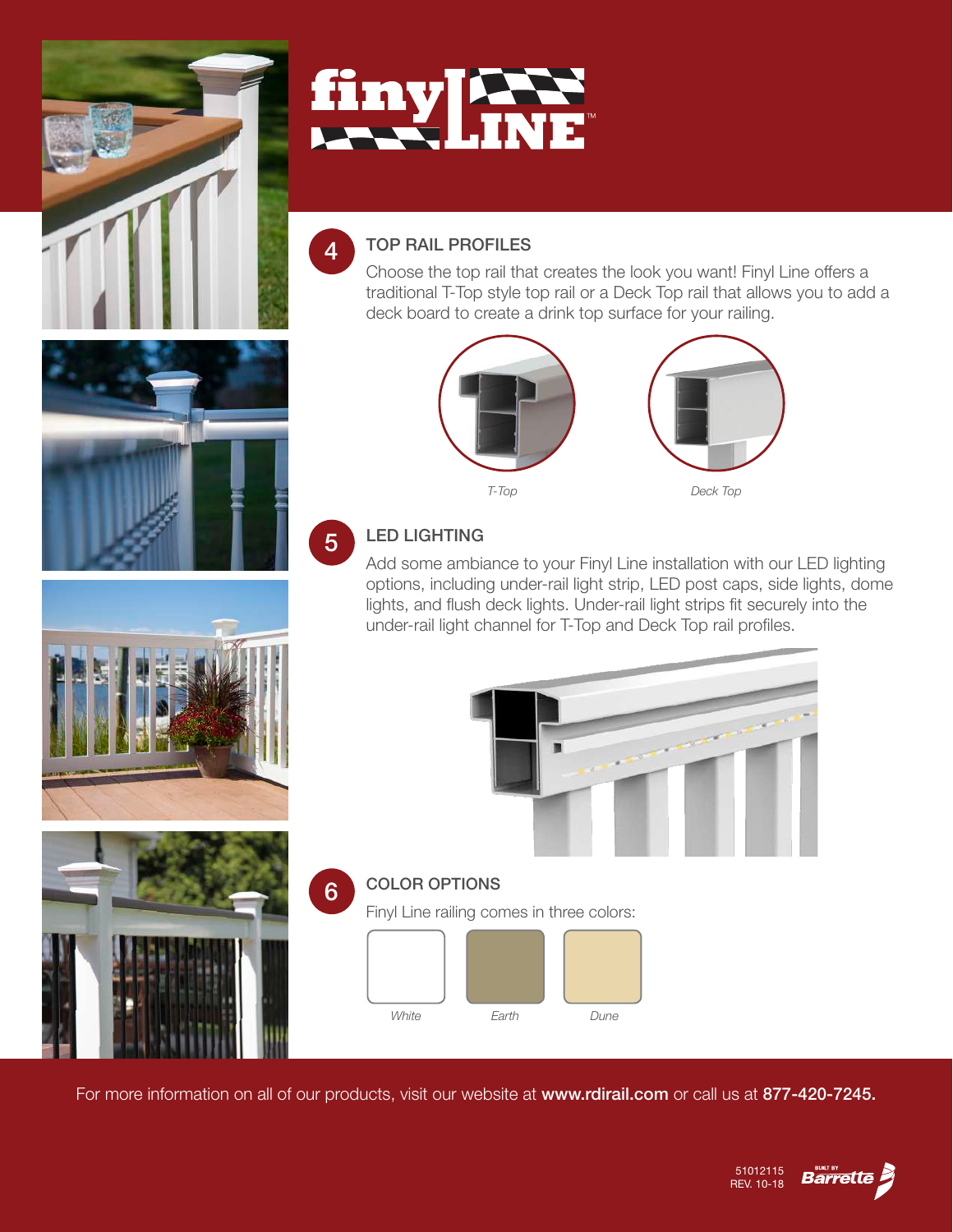# finyl LINE™

## 4 TOP RAIL PROFILES

Choose the top rail that creates the look you want! Finyl Line offers a traditional T-Top style top rail or a Deck Top rail that allows you to add a deck board to create a drink top surface for your railing.

*T-Top*

*Deck Top*

## 5 LED LIGHTING

Add some ambiance to your Finyl Line installation with our LED lighting options, including under-rail light strip, LED post caps, side lights, dome lights, and flush deck lights. Under-rail light strips fit securely into the under-rail light channel for T-Top and Deck Top rail profiles.

## 6 COLOR OPTIONS

Finyl Line railing comes in three colors:

*White*

*Earth*

*Dune*

For more information on all of our products, visit our website at **www.rdirail.com** or call us at **877-420-7245.**

51012115
REV. 10-18

BUILT BY Barrette